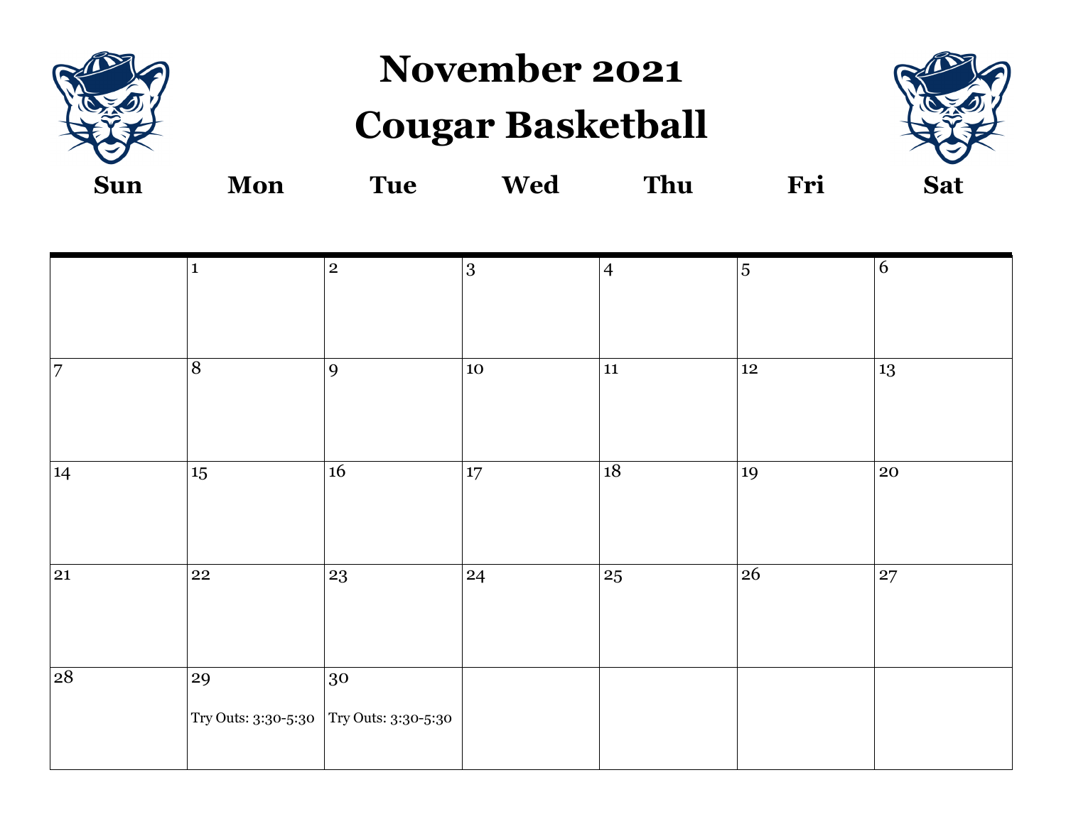# November 2021
# Cougar Basketball

| Sun | Mon | Tue | Wed | Thu | Fri | Sat |
|---|---|---|---|---|---|---|
| | 1 | 2 | 3 | 4 | 5 | 6 |
| 7 | 8 | 9 | 10 | 11 | 12 | 13 |
| 14 | 15 | 16 | 17 | 18 | 19 | 20 |
| 21 | 22 | 23 | 24 | 25 | 26 | 27 |
| 28 | 29 Try Outs: 3:30-5:30 | 30 Try Outs: 3:30-5:30 | | | | |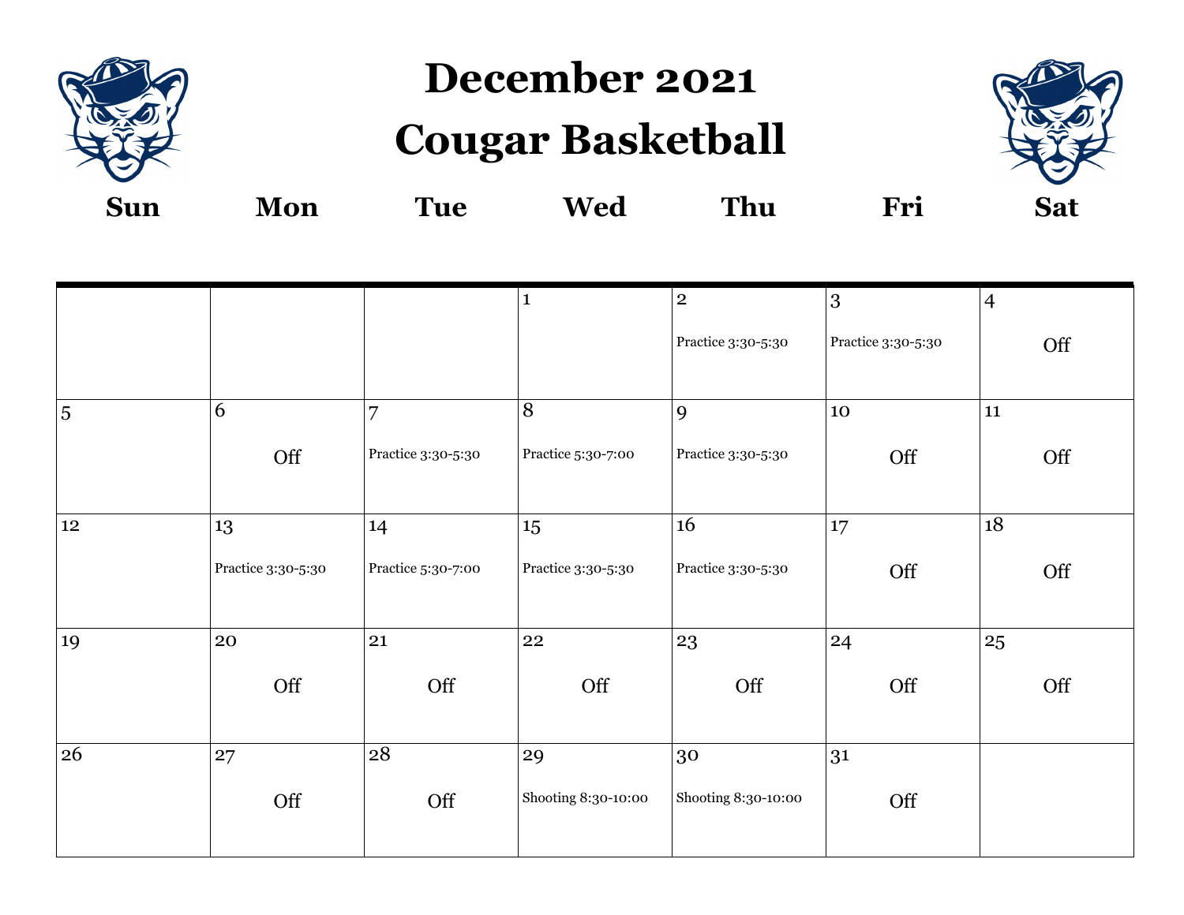# December 2021
# Cougar Basketball

| Sun | Mon | Tue | Wed | Thu | Fri | Sat |
|---|---|---|---|---|---|---|
| | | | 1 | 2 Practice 3:30-5:30 | 3 Practice 3:30-5:30 | 4 Off |
| 5 | 6 Off | 7 Practice 3:30-5:30 | 8 Practice 5:30-7:00 | 9 Practice 3:30-5:30 | 10 Off | 11 Off |
| 12 | 13 Practice 3:30-5:30 | 14 Practice 5:30-7:00 | 15 Practice 3:30-5:30 | 16 Practice 3:30-5:30 | 17 Off | 18 Off |
| 19 | 20 Off | 21 Off | 22 Off | 23 Off | 24 Off | 25 Off |
| 26 | 27 Off | 28 Off | 29 Shooting 8:30-10:00 | 30 Shooting 8:30-10:00 | 31 Off | |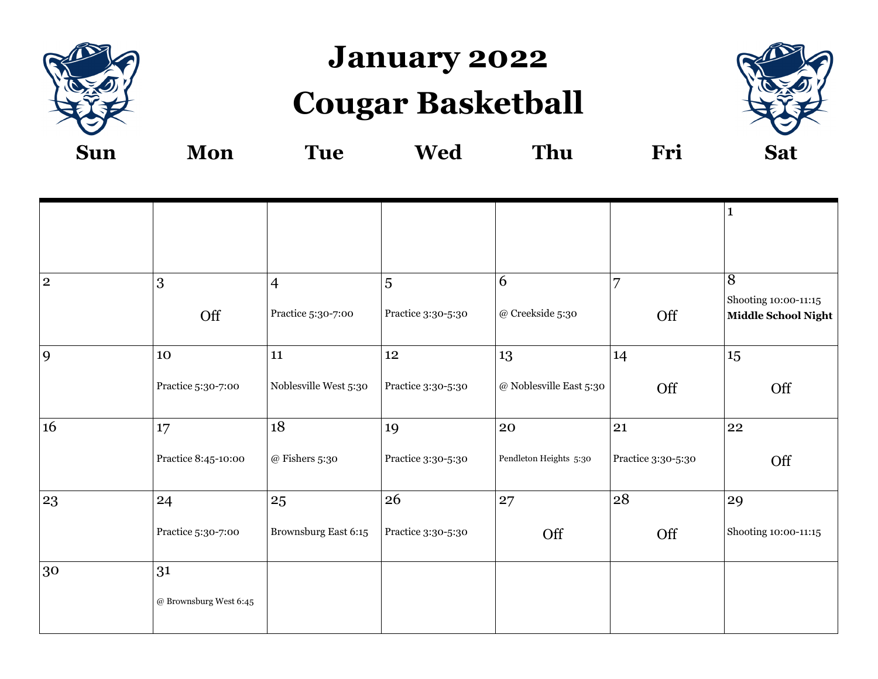# January 2022

# Cougar Basketball

| Sun | Mon | Tue | Wed | Thu | Fri | Sat |
|---|---|---|---|---|---|---|
| | | | | | | 1 |
| 2 | 3<br>Off | 4<br>Practice 5:30-7:00 | 5<br>Practice 3:30-5:30 | 6<br>@ Creekside 5:30 | 7<br>Off | 8<br>Shooting 10:00-11:15<br>**Middle School Night** |
| 9 | 10<br>Practice 5:30-7:00 | 11<br>Noblesville West 5:30 | 12<br>Practice 3:30-5:30 | 13<br>@ Noblesville East 5:30 | 14<br>Off | 15<br>Off |
| 16 | 17<br>Practice 8:45-10:00 | 18<br>@ Fishers 5:30 | 19<br>Practice 3:30-5:30 | 20<br>Pendleton Heights 5:30 | 21<br>Practice 3:30-5:30 | 22<br>Off |
| 23 | 24<br>Practice 5:30-7:00 | 25<br>Brownsburg East 6:15 | 26<br>Practice 3:30-5:30 | 27<br>Off | 28<br>Off | 29<br>Shooting 10:00-11:15 |
| 30 | 31<br>@ Brownsburg West 6:45 | | | | | |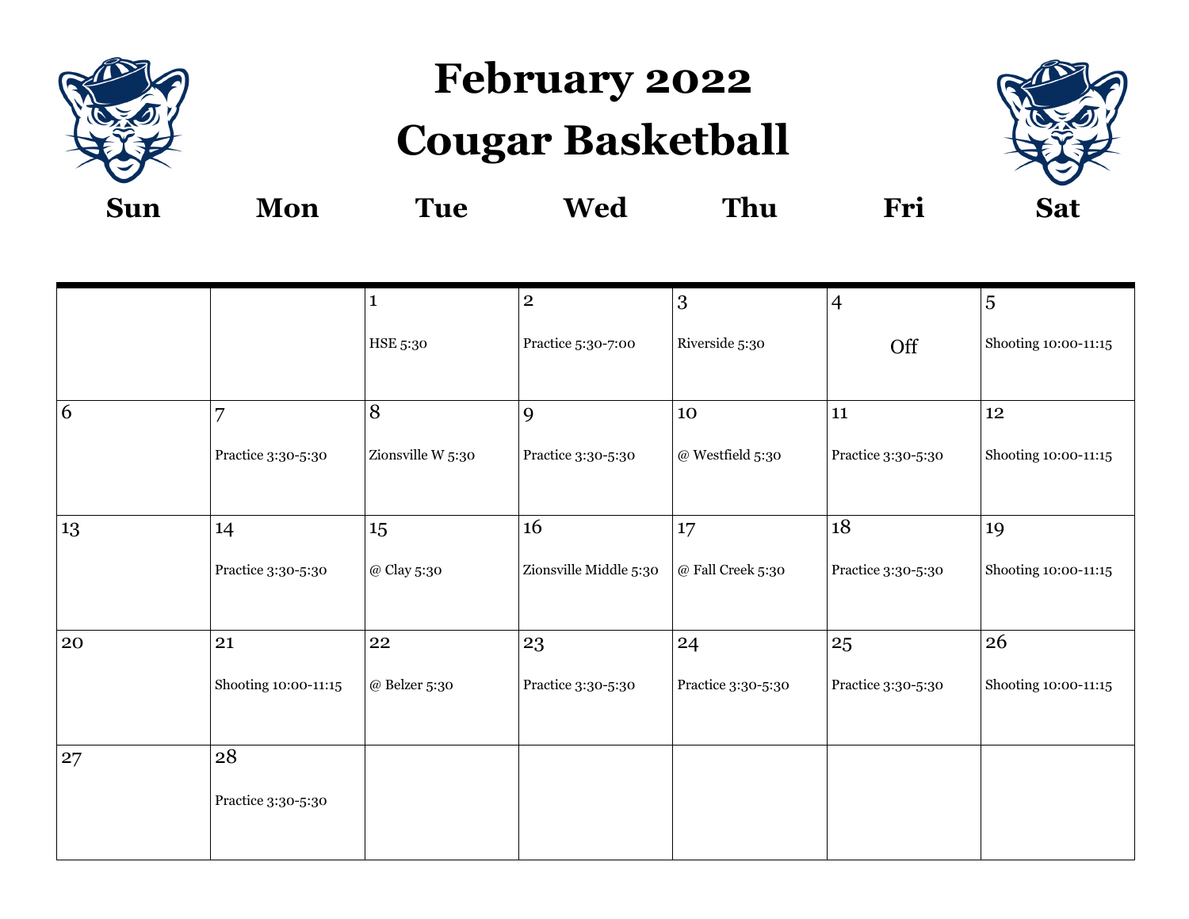# February 2022
# Cougar Basketball

| Sun | Mon | Tue | Wed | Thu | Fri | Sat |
|---|---|---|---|---|---|---|
| | | 1<br>HSE 5:30 | 2<br>Practice 5:30-7:00 | 3<br>Riverside 5:30 | 4<br>Off | 5<br>Shooting 10:00-11:15 |
| 6 | 7<br>Practice 3:30-5:30 | 8<br>Zionsville W 5:30 | 9<br>Practice 3:30-5:30 | 10<br>@ Westfield 5:30 | 11<br>Practice 3:30-5:30 | 12<br>Shooting 10:00-11:15 |
| 13 | 14<br>Practice 3:30-5:30 | 15<br>@ Clay 5:30 | 16<br>Zionsville Middle 5:30 | 17<br>@ Fall Creek 5:30 | 18<br>Practice 3:30-5:30 | 19<br>Shooting 10:00-11:15 |
| 20 | 21<br>Shooting 10:00-11:15 | 22<br>@ Belzer 5:30 | 23<br>Practice 3:30-5:30 | 24<br>Practice 3:30-5:30 | 25<br>Practice 3:30-5:30 | 26<br>Shooting 10:00-11:15 |
| 27 | 28<br>Practice 3:30-5:30 | | | | | |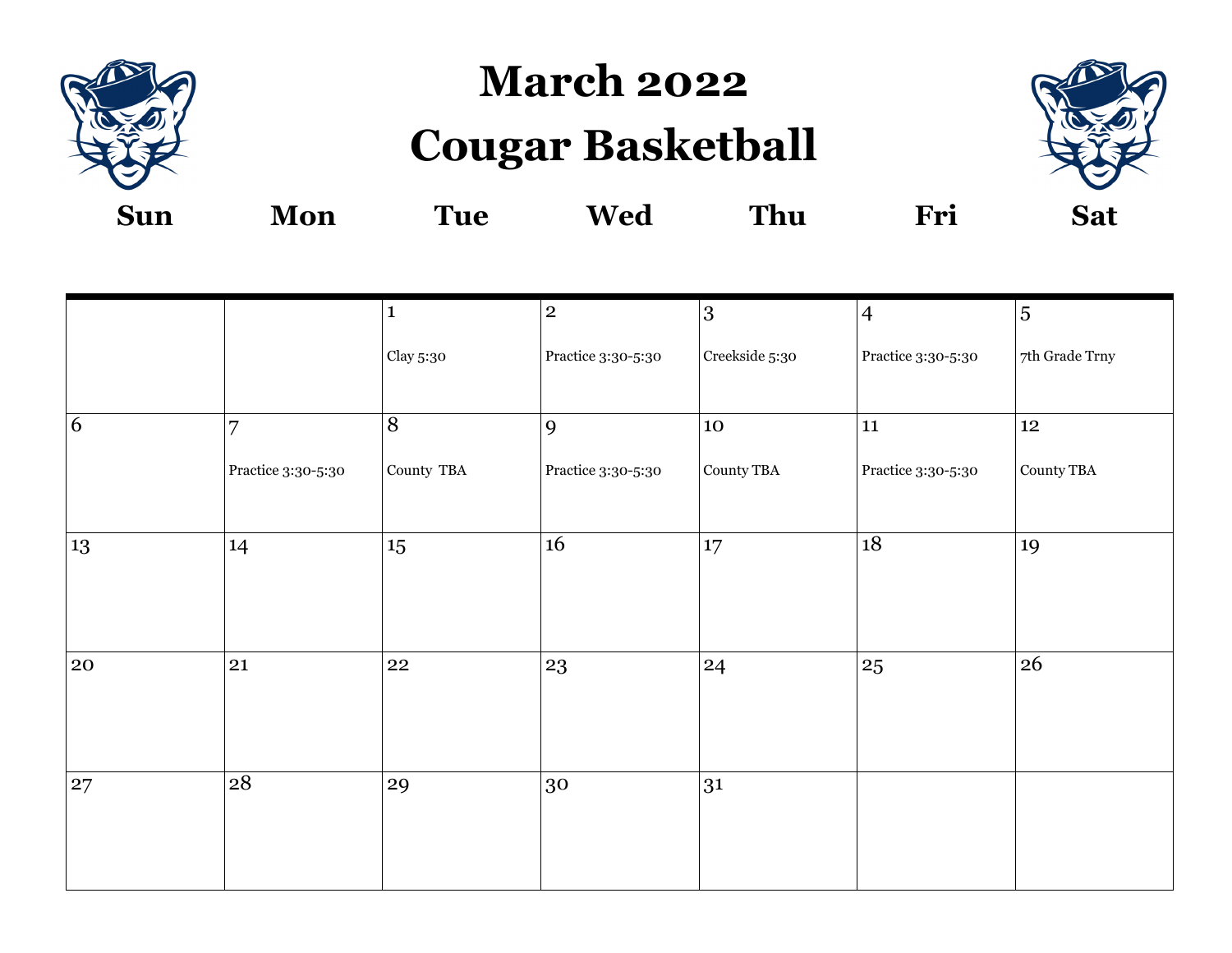# March 2022
# Cougar Basketball

| Sun | Mon | Tue | Wed | Thu | Fri | Sat |
|---|---|---|---|---|---|---|
| | | 1<br>Clay 5:30 | 2<br>Practice 3:30-5:30 | 3<br>Creekside 5:30 | 4<br>Practice 3:30-5:30 | 5<br>7th Grade Trny |
| 6 | 7<br>Practice 3:30-5:30 | 8<br>County TBA | 9<br>Practice 3:30-5:30 | 10<br>County TBA | 11<br>Practice 3:30-5:30 | 12<br>County TBA |
| 13 | 14 | 15 | 16 | 17 | 18 | 19 |
| 20 | 21 | 22 | 23 | 24 | 25 | 26 |
| 27 | 28 | 29 | 30 | 31 | | |